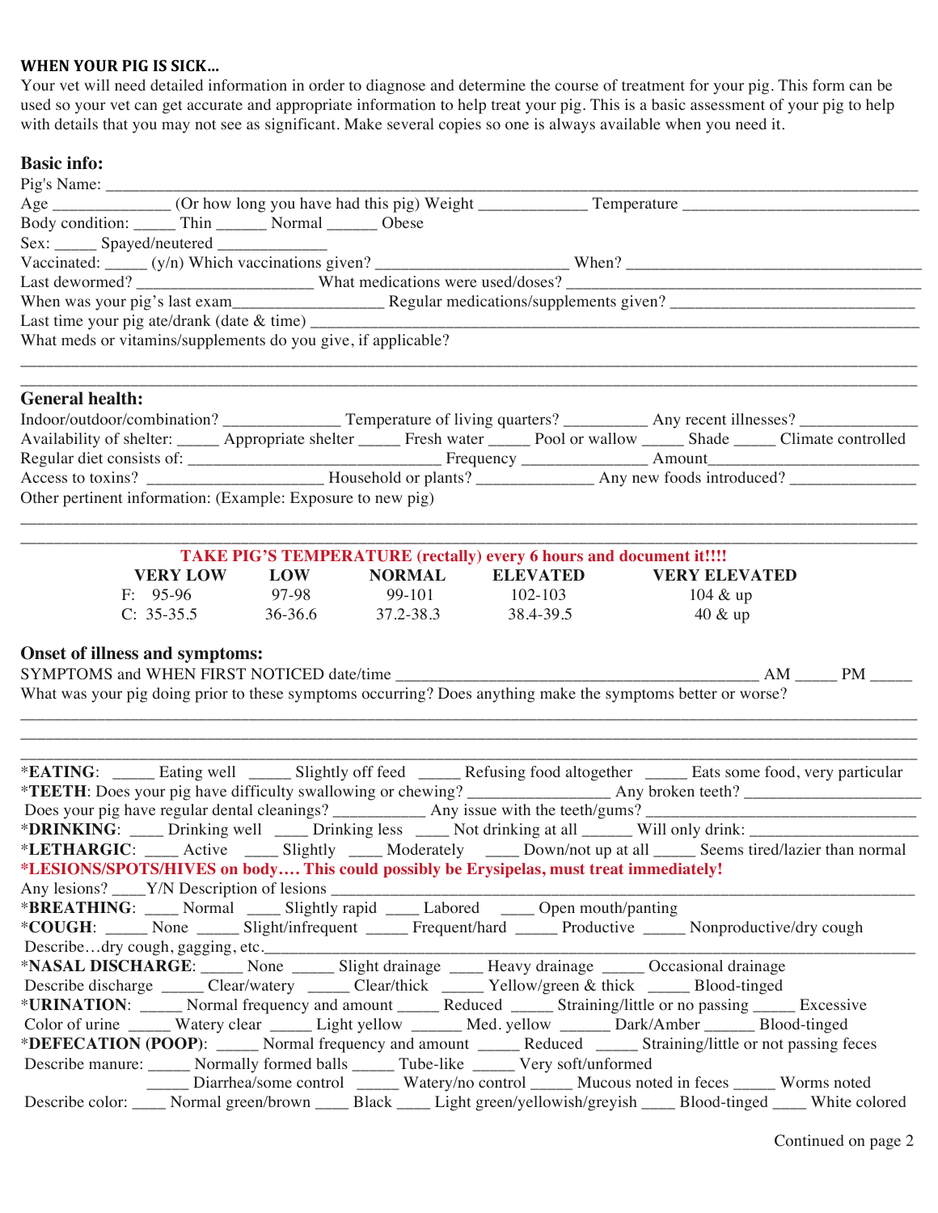**WHEN YOUR PIG IS SICK…**

Your vet will need detailed information in order to diagnose and determine the course of treatment for your pig. This form can be used so your vet can get accurate and appropriate information to help treat your pig. This is a basic assessment of your pig to help with details that you may not see as significant. Make several copies so one is always available when you need it.

## Basic info:

Pig's Name: ______________________________________________________________________________________

Age ______________ (Or how long you have had this pig) Weight _____________ Temperature ___________________________

Body condition: _____ Thin ______ Normal ______ Obese

Sex: _____ Spayed/neutered _____________

Vaccinated: _____ (y/n) Which vaccinations given? _______________________ When? ____________________________________

Last dewormed? ____________________ What medications were used/doses? ___________________________________________

When was your pig's last exam_________________ Regular medications/supplements given? ______________________________

Last time your pig ate/drank (date & time) ___________________________________________________________________________

What meds or vitamins/supplements do you give, if applicable?

___________________________________________________________________________________________________

___________________________________________________________________________________________________

## General health:

Indoor/outdoor/combination? _____________ Temperature of living quarters? __________ Any recent illnesses? _____________

Availability of shelter: _____ Appropriate shelter _____ Fresh water _____ Pool or wallow _____ Shade _____ Climate controlled

Regular diet consists of: _______________________________ Frequency ______________ Amount_________________________

Access to toxins? ____________________ Household or plants? _____________ Any new foods introduced? ______________

Other pertinent information: (Example: Exposure to new pig)

___________________________________________________________________________________________________

___________________________________________________________________________________________________

**TAKE PIG'S TEMPERATURE (rectally) every 6 hours and document it!!!!**

| | VERY LOW | LOW | NORMAL | ELEVATED | VERY ELEVATED |
|---|---|---|---|---|---|
| F: | 95-96 | 97-98 | 99-101 | 102-103 | 104 & up |
| C: | 35-35.5 | 36-36.6 | 37.2-38.3 | 38.4-39.5 | 40 & up |

## Onset of illness and symptoms:

SYMPTOMS and WHEN FIRST NOTICED date/time ___________________________________________ AM _____ PM _____

What was your pig doing prior to these symptoms occurring? Does anything make the symptoms better or worse?

___________________________________________________________________________________________________

___________________________________________________________________________________________________

___________________________________________________________________________________________________

***EATING**: _____ Eating well _____ Slightly off feed _____ Refusing food altogether _____ Eats some food, very particular

***TEETH**: Does your pig have difficulty swallowing or chewing? ________________ Any broken teeth? ____________________

Does your pig have regular dental cleanings? ___________ Any issue with the teeth/gums? ______________________________

***DRINKING**: ____ Drinking well ____ Drinking less ____ Not drinking at all ______ Will only drink: ___________________

***LETHARGIC**: ____ Active ____ Slightly ____ Moderately ____ Down/not up at all _____ Seems tired/lazier than normal

***LESIONS/SPOTS/HIVES on body…. This could possibly be Erysipelas, must treat immediately!**

Any lesions? ____Y/N Description of lesions ___________________________________________________________________

***BREATHING**: ____ Normal ____ Slightly rapid ____ Labored ____ Open mouth/panting

***COUGH**: _____ None _____ Slight/infrequent _____ Frequent/hard _____ Productive _____ Nonproductive/dry cough

Describe…dry cough, gagging, etc.___________________________________________________________________________

***NASAL DISCHARGE**: _____ None _____ Slight drainage ____ Heavy drainage _____ Occasional drainage

Describe discharge _____ Clear/watery _____ Clear/thick _____ Yellow/green & thick _____ Blood-tinged

***URINATION**: _____ Normal frequency and amount _____ Reduced _____ Straining/little or no passing _____ Excessive

Color of urine _____ Watery clear _____ Light yellow ______ Med. yellow ______ Dark/Amber ______ Blood-tinged

***DEFECATION (POOP)**: _____ Normal frequency and amount _____ Reduced _____ Straining/little or not passing feces

Describe manure: _____ Normally formed balls _____ Tube-like _____ Very soft/unformed

_____ Diarrhea/some control _____ Watery/no control _____ Mucous noted in feces _____ Worms noted

Describe color: ____ Normal green/brown ____ Black ____ Light green/yellowish/greyish ____ Blood-tinged ____ White colored

Continued on page 2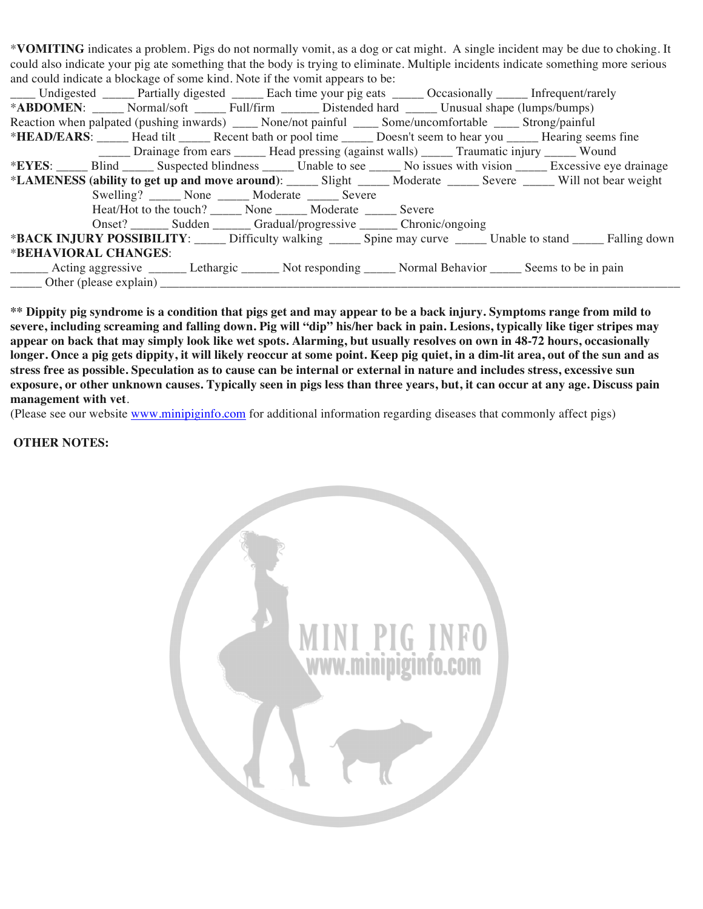*VOMITING indicates a problem. Pigs do not normally vomit, as a dog or cat might. A single incident may be due to choking. It could also indicate your pig ate something that the body is trying to eliminate. Multiple incidents indicate something more serious and could indicate a blockage of some kind. Note if the vomit appears to be:

____ Undigested _____ Partially digested _____ Each time your pig eats _____ Occasionally _____ Infrequent/rarely

***ABDOMEN**: _____ Normal/soft _____ Full/firm ______ Distended hard _____ Unusual shape (lumps/bumps)

Reaction when palpated (pushing inwards) ____ None/not painful ____ Some/uncomfortable ____ Strong/painful

***HEAD/EARS**: _____ Head tilt _____ Recent bath or pool time _____ Doesn't seem to hear you _____ Hearing seems fine

_____ Drainage from ears _____ Head pressing (against walls) _____ Traumatic injury _____ Wound

***EYES**: _____ Blind _____ Suspected blindness _____ Unable to see _____ No issues with vision _____ Excessive eye drainage

***LAMENESS (ability to get up and move around)**: _____ Slight _____ Moderate _____ Severe _____ Will not bear weight

Swelling? _____ None _____ Moderate _____ Severe

Heat/Hot to the touch? _____ None _____ Moderate _____ Severe

Onset? ______ Sudden ______ Gradual/progressive ______ Chronic/ongoing

***BACK INJURY POSSIBILITY**: _____ Difficulty walking _____ Spine may curve _____ Unable to stand _____ Falling down

***BEHAVIORAL CHANGES**:

______ Acting aggressive ______ Lethargic ______ Not responding _____ Normal Behavior _____ Seems to be in pain

_____ Other (please explain) ____________________________________________________________________________

**** Dippity pig syndrome is a condition that pigs get and may appear to be a back injury. Symptoms range from mild to severe, including screaming and falling down. Pig will "dip" his/her back in pain. Lesions, typically like tiger stripes may appear on back that may simply look like wet spots. Alarming, but usually resolves on own in 48-72 hours, occasionally longer. Once a pig gets dippity, it will likely reoccur at some point. Keep pig quiet, in a dim-lit area, out of the sun and as stress free as possible. Speculation as to cause can be internal or external in nature and includes stress, excessive sun exposure, or other unknown causes. Typically seen in pigs less than three years, but, it can occur at any age. Discuss pain management with vet**.

(Please see our website www.minipiginfo.com for additional information regarding diseases that commonly affect pigs)

**OTHER NOTES:**

MINI PIG INFO
www.minipiginfo.com